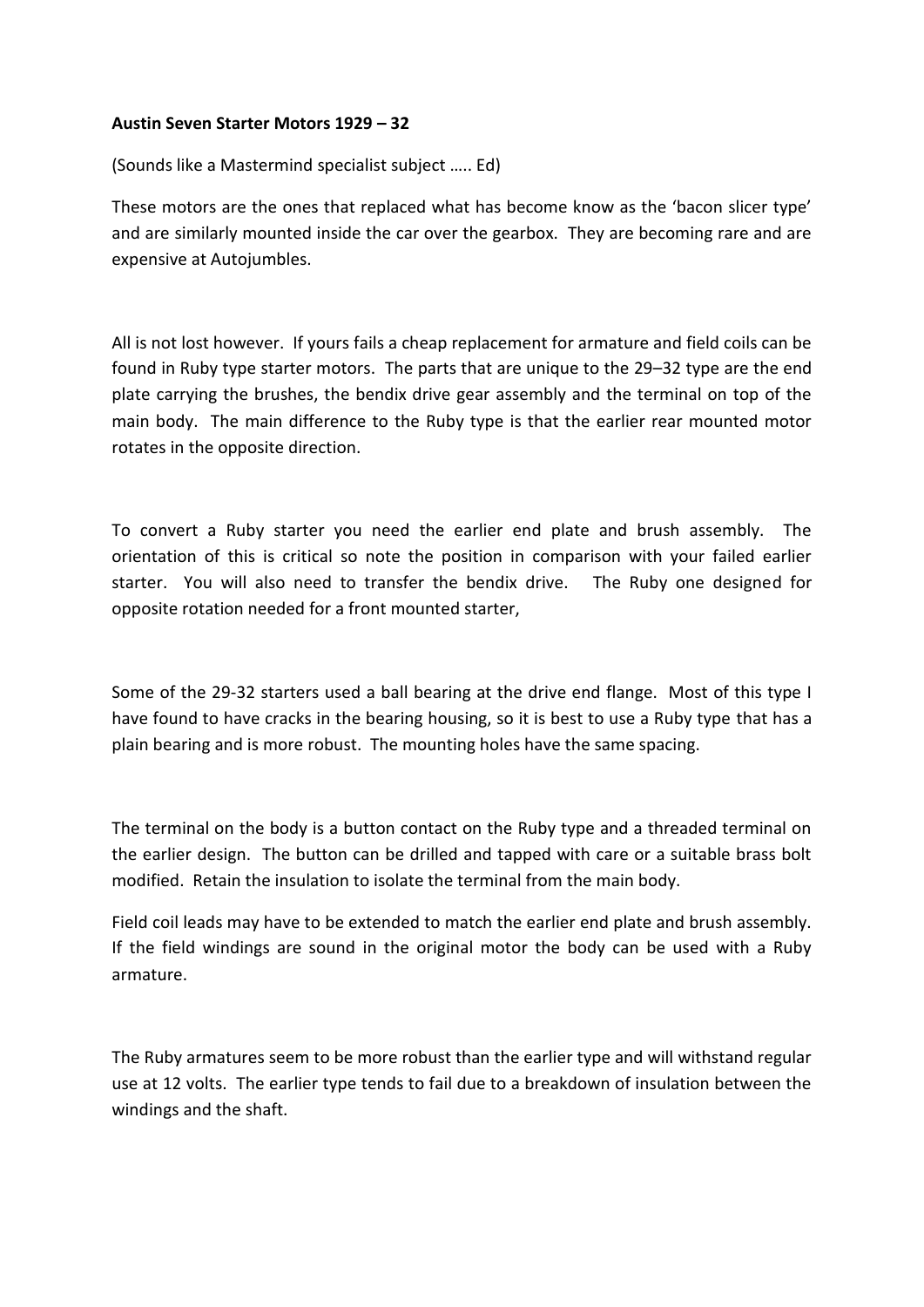**Austin Seven Starter Motors 1929 – 32**

(Sounds like a Mastermind specialist subject ….. Ed)

These motors are the ones that replaced what has become know as the 'bacon slicer type' and are similarly mounted inside the car over the gearbox. They are becoming rare and are expensive at Autojumbles.

All is not lost however. If yours fails a cheap replacement for armature and field coils can be found in Ruby type starter motors. The parts that are unique to the 29–32 type are the end plate carrying the brushes, the bendix drive gear assembly and the terminal on top of the main body. The main difference to the Ruby type is that the earlier rear mounted motor rotates in the opposite direction.

To convert a Ruby starter you need the earlier end plate and brush assembly. The orientation of this is critical so note the position in comparison with your failed earlier starter. You will also need to transfer the bendix drive. The Ruby one designed for opposite rotation needed for a front mounted starter,

Some of the 29-32 starters used a ball bearing at the drive end flange. Most of this type I have found to have cracks in the bearing housing, so it is best to use a Ruby type that has a plain bearing and is more robust. The mounting holes have the same spacing.

The terminal on the body is a button contact on the Ruby type and a threaded terminal on the earlier design. The button can be drilled and tapped with care or a suitable brass bolt modified. Retain the insulation to isolate the terminal from the main body.

Field coil leads may have to be extended to match the earlier end plate and brush assembly. If the field windings are sound in the original motor the body can be used with a Ruby armature.

The Ruby armatures seem to be more robust than the earlier type and will withstand regular use at 12 volts. The earlier type tends to fail due to a breakdown of insulation between the windings and the shaft.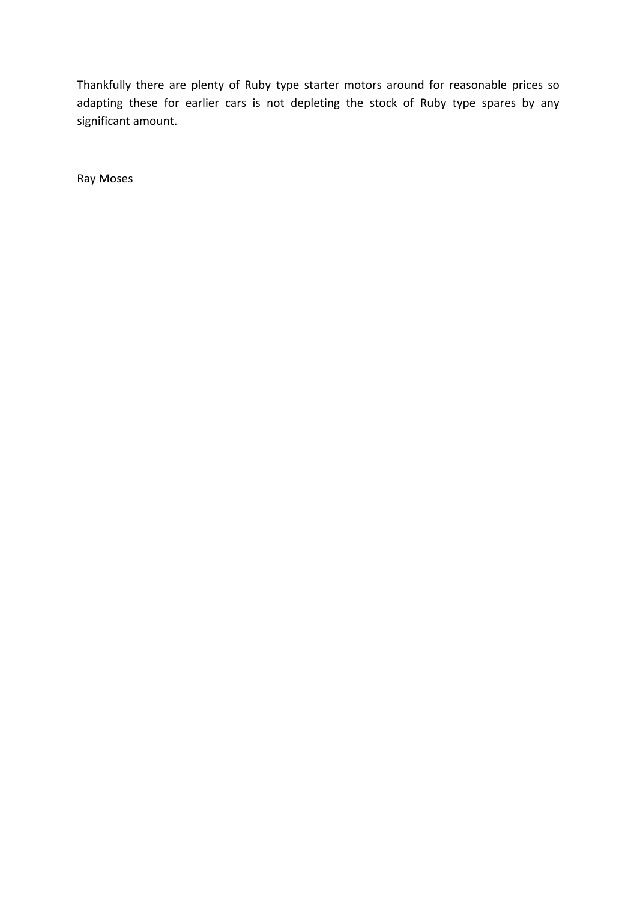Thankfully there are plenty of Ruby type starter motors around for reasonable prices so adapting these for earlier cars is not depleting the stock of Ruby type spares by any significant amount.

Ray Moses